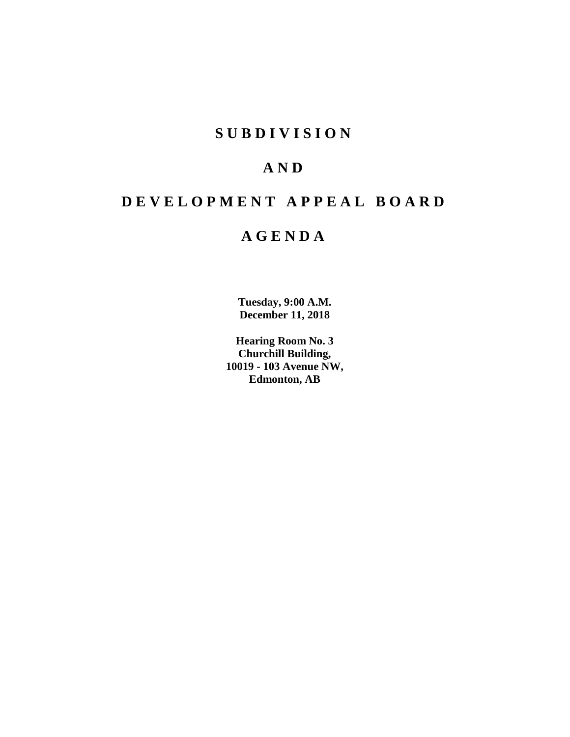# SUBDIVISION

# AND

# DEVELOPMENT APPEAL BOARD

# AGENDA

**Tuesday, 9:00 A.M.**
**December 11, 2018**

**Hearing Room No. 3**
**Churchill Building,**
**10019 - 103 Avenue NW,**
**Edmonton, AB**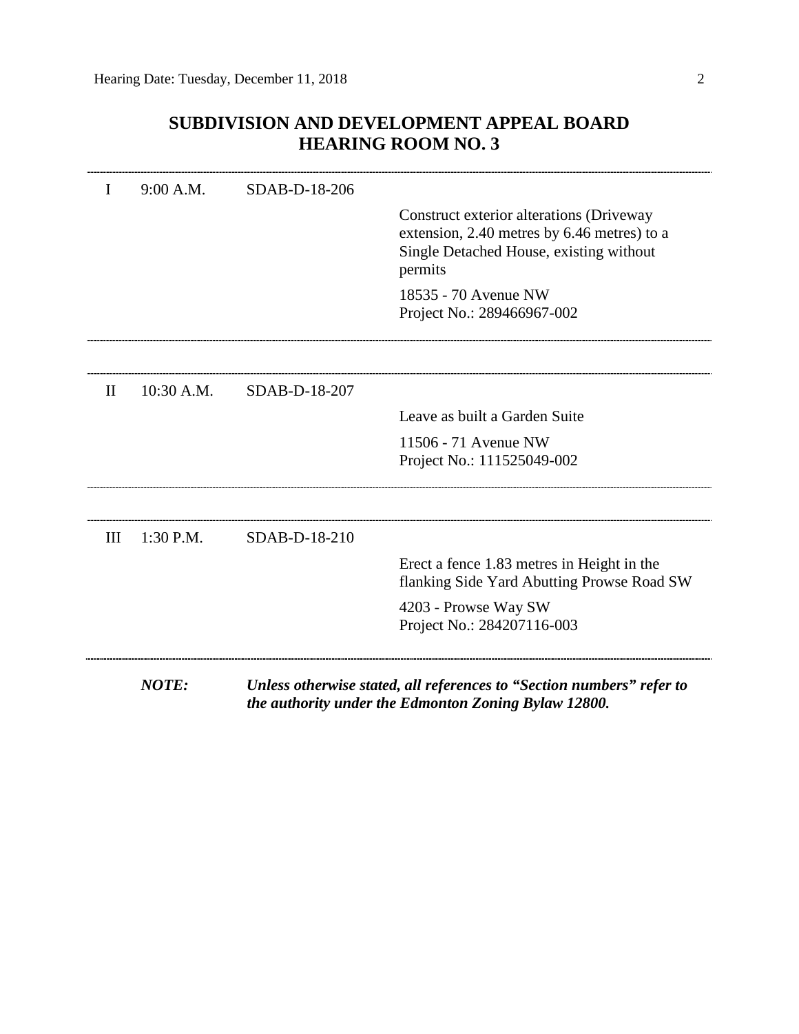# SUBDIVISION AND DEVELOPMENT APPEAL BOARD
## HEARING ROOM NO. 3

---

| | | | |
|---|---|---|---|
| I | 9:00 A.M. | SDAB-D-18-206 | |
| | | | Construct exterior alterations (Driveway extension, 2.40 metres by 6.46 metres) to a Single Detached House, existing without permits |
| | | | 18535 - 70 Avenue NW<br>Project No.: 289466967-002 |

---

| | | | |
|---|---|---|---|
| II | 10:30 A.M. | SDAB-D-18-207 | |
| | | | Leave as built a Garden Suite |
| | | | 11506 - 71 Avenue NW<br>Project No.: 111525049-002 |

---

| | | | |
|---|---|---|---|
| III | 1:30 P.M. | SDAB-D-18-210 | |
| | | | Erect a fence 1.83 metres in Height in the flanking Side Yard Abutting Prowse Road SW |
| | | | 4203 - Prowse Way SW<br>Project No.: 284207116-003 |

---

***NOTE:*** ***Unless otherwise stated, all references to "Section numbers" refer to the authority under the Edmonton Zoning Bylaw 12800.***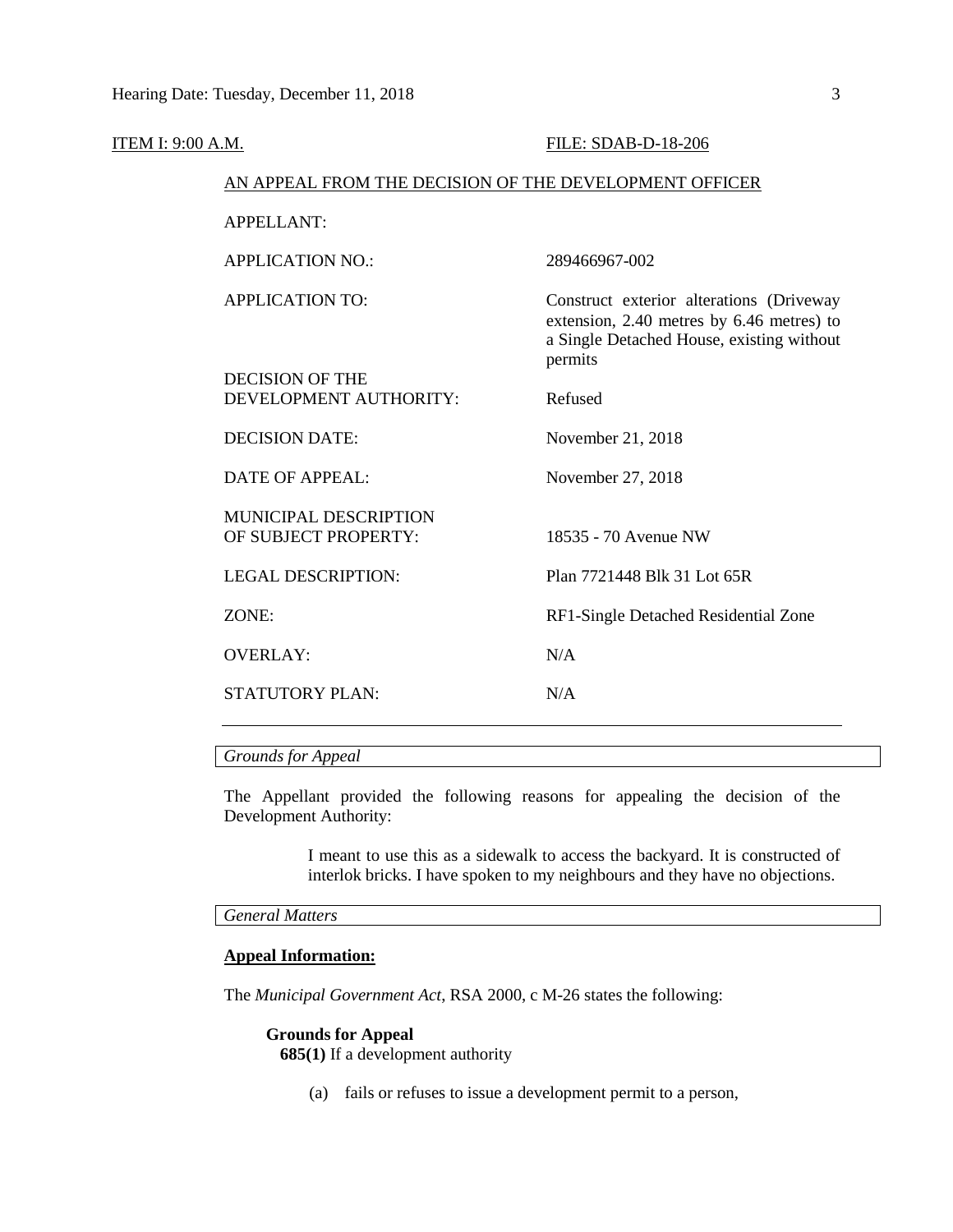ITEM I: 9:00 A.M. FILE: SDAB-D-18-206

AN APPEAL FROM THE DECISION OF THE DEVELOPMENT OFFICER

| | |
|---|---|
| APPELLANT: | |
| APPLICATION NO.: | 289466967-002 |
| APPLICATION TO: | Construct exterior alterations (Driveway extension, 2.40 metres by 6.46 metres) to a Single Detached House, existing without permits |
| DECISION OF THE DEVELOPMENT AUTHORITY: | Refused |
| DECISION DATE: | November 21, 2018 |
| DATE OF APPEAL: | November 27, 2018 |
| MUNICIPAL DESCRIPTION OF SUBJECT PROPERTY: | 18535 - 70 Avenue NW |
| LEGAL DESCRIPTION: | Plan 7721448 Blk 31 Lot 65R |
| ZONE: | RF1-Single Detached Residential Zone |
| OVERLAY: | N/A |
| STATUTORY PLAN: | N/A |

---

*Grounds for Appeal*

The Appellant provided the following reasons for appealing the decision of the Development Authority:

> I meant to use this as a sidewalk to access the backyard. It is constructed of interlok bricks. I have spoken to my neighbours and they have no objections.

*General Matters*

**Appeal Information:**

The *Municipal Government Act*, RSA 2000, c M-26 states the following:

**Grounds for Appeal**

**685(1)** If a development authority

(a) fails or refuses to issue a development permit to a person,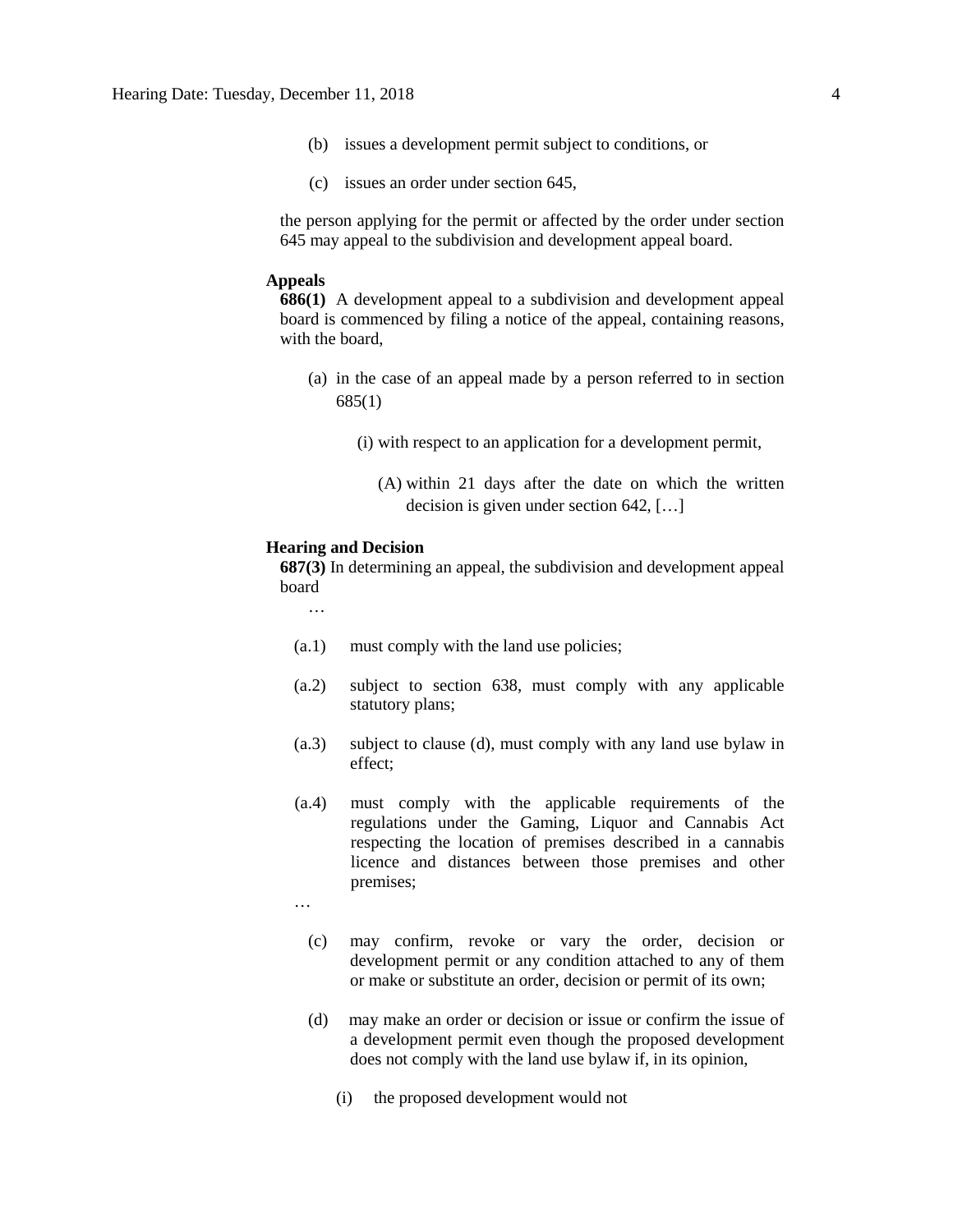(b) issues a development permit subject to conditions, or

(c) issues an order under section 645,

the person applying for the permit or affected by the order under section 645 may appeal to the subdivision and development appeal board.

**Appeals**

**686(1)** A development appeal to a subdivision and development appeal board is commenced by filing a notice of the appeal, containing reasons, with the board,

(a) in the case of an appeal made by a person referred to in section 685(1)

(i) with respect to an application for a development permit,

(A) within 21 days after the date on which the written decision is given under section 642, […]

**Hearing and Decision**

**687(3)** In determining an appeal, the subdivision and development appeal board

…

(a.1) must comply with the land use policies;

(a.2) subject to section 638, must comply with any applicable statutory plans;

(a.3) subject to clause (d), must comply with any land use bylaw in effect;

(a.4) must comply with the applicable requirements of the regulations under the Gaming, Liquor and Cannabis Act respecting the location of premises described in a cannabis licence and distances between those premises and other premises;

…

(c) may confirm, revoke or vary the order, decision or development permit or any condition attached to any of them or make or substitute an order, decision or permit of its own;

(d) may make an order or decision or issue or confirm the issue of a development permit even though the proposed development does not comply with the land use bylaw if, in its opinion,

(i) the proposed development would not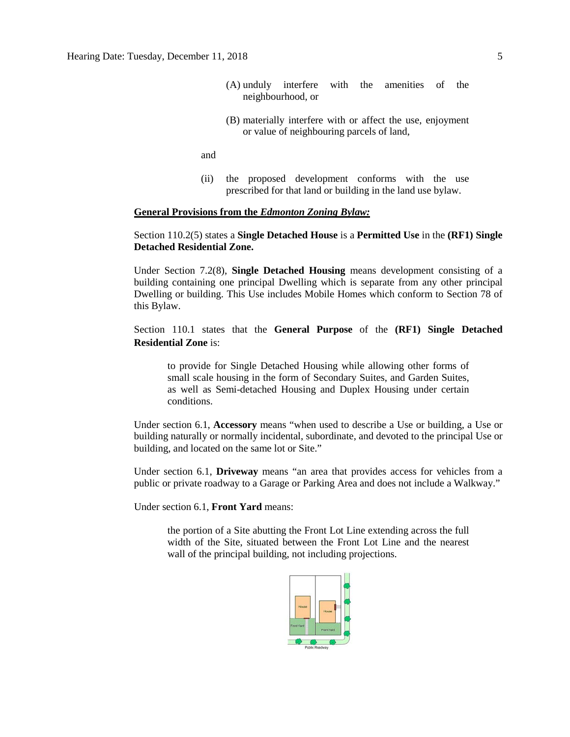(A) unduly interfere with the amenities of the neighbourhood, or

(B) materially interfere with or affect the use, enjoyment or value of neighbouring parcels of land,

and

(ii) the proposed development conforms with the use prescribed for that land or building in the land use bylaw.

**General Provisions from the *Edmonton Zoning Bylaw:***

Section 110.2(5) states a **Single Detached House** is a **Permitted Use** in the **(RF1) Single Detached Residential Zone.**

Under Section 7.2(8), **Single Detached Housing** means development consisting of a building containing one principal Dwelling which is separate from any other principal Dwelling or building. This Use includes Mobile Homes which conform to Section 78 of this Bylaw.

Section 110.1 states that the **General Purpose** of the **(RF1) Single Detached Residential Zone** is:

> to provide for Single Detached Housing while allowing other forms of small scale housing in the form of Secondary Suites, and Garden Suites, as well as Semi-detached Housing and Duplex Housing under certain conditions.

Under section 6.1, **Accessory** means "when used to describe a Use or building, a Use or building naturally or normally incidental, subordinate, and devoted to the principal Use or building, and located on the same lot or Site."

Under section 6.1, **Driveway** means "an area that provides access for vehicles from a public or private roadway to a Garage or Parking Area and does not include a Walkway."

Under section 6.1, **Front Yard** means:

> the portion of a Site abutting the Front Lot Line extending across the full width of the Site, situated between the Front Lot Line and the nearest wall of the principal building, not including projections.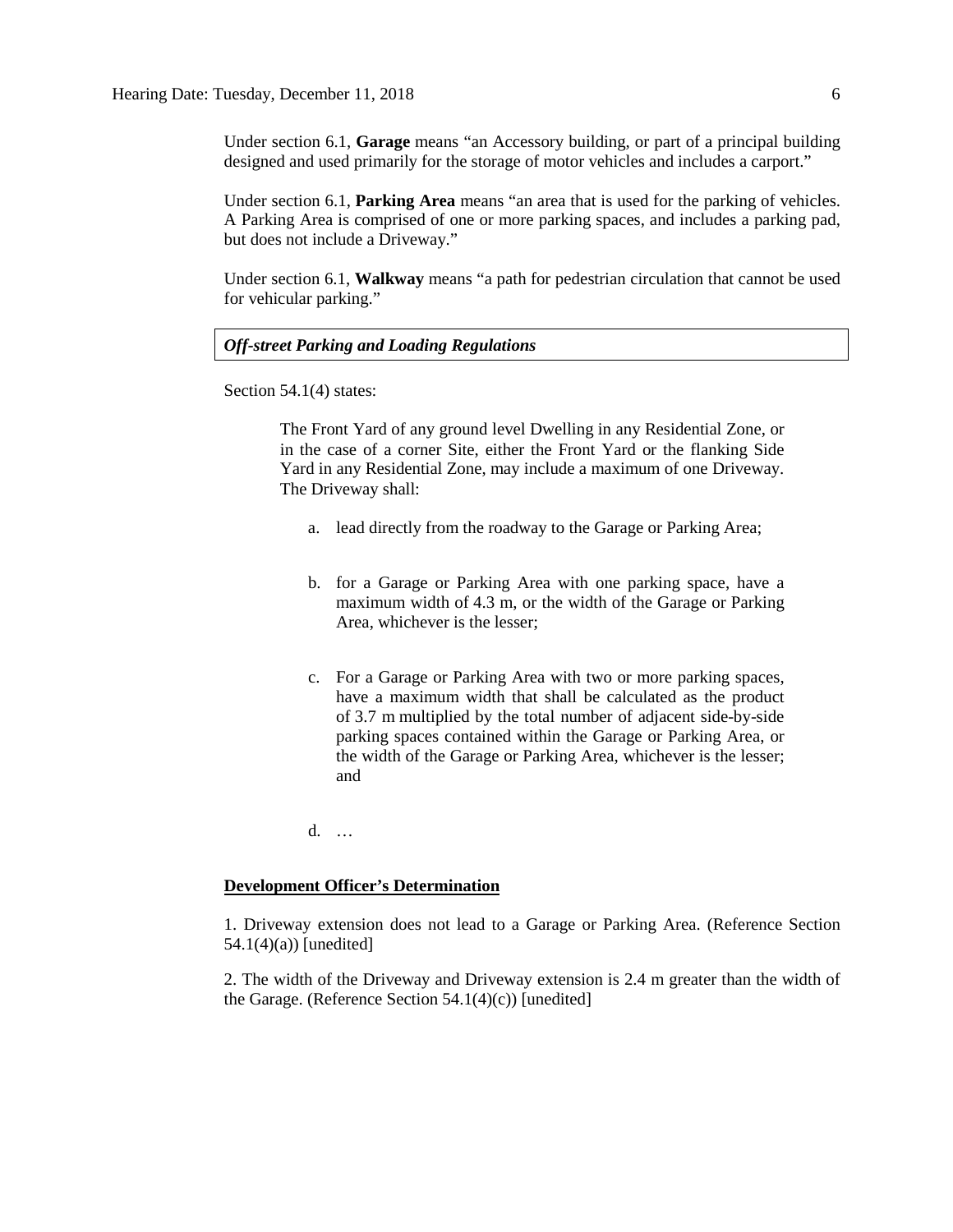Under section 6.1, **Garage** means "an Accessory building, or part of a principal building designed and used primarily for the storage of motor vehicles and includes a carport."

Under section 6.1, **Parking Area** means "an area that is used for the parking of vehicles. A Parking Area is comprised of one or more parking spaces, and includes a parking pad, but does not include a Driveway."

Under section 6.1, **Walkway** means "a path for pedestrian circulation that cannot be used for vehicular parking."

***Off-street Parking and Loading Regulations***

Section 54.1(4) states:

> The Front Yard of any ground level Dwelling in any Residential Zone, or in the case of a corner Site, either the Front Yard or the flanking Side Yard in any Residential Zone, may include a maximum of one Driveway. The Driveway shall:
>
> a. lead directly from the roadway to the Garage or Parking Area;
>
> b. for a Garage or Parking Area with one parking space, have a maximum width of 4.3 m, or the width of the Garage or Parking Area, whichever is the lesser;
>
> c. For a Garage or Parking Area with two or more parking spaces, have a maximum width that shall be calculated as the product of 3.7 m multiplied by the total number of adjacent side-by-side parking spaces contained within the Garage or Parking Area, or the width of the Garage or Parking Area, whichever is the lesser; and
>
> d. …

**<u>Development Officer's Determination</u>**

1. Driveway extension does not lead to a Garage or Parking Area. (Reference Section 54.1(4)(a)) [unedited]

2. The width of the Driveway and Driveway extension is 2.4 m greater than the width of the Garage. (Reference Section 54.1(4)(c)) [unedited]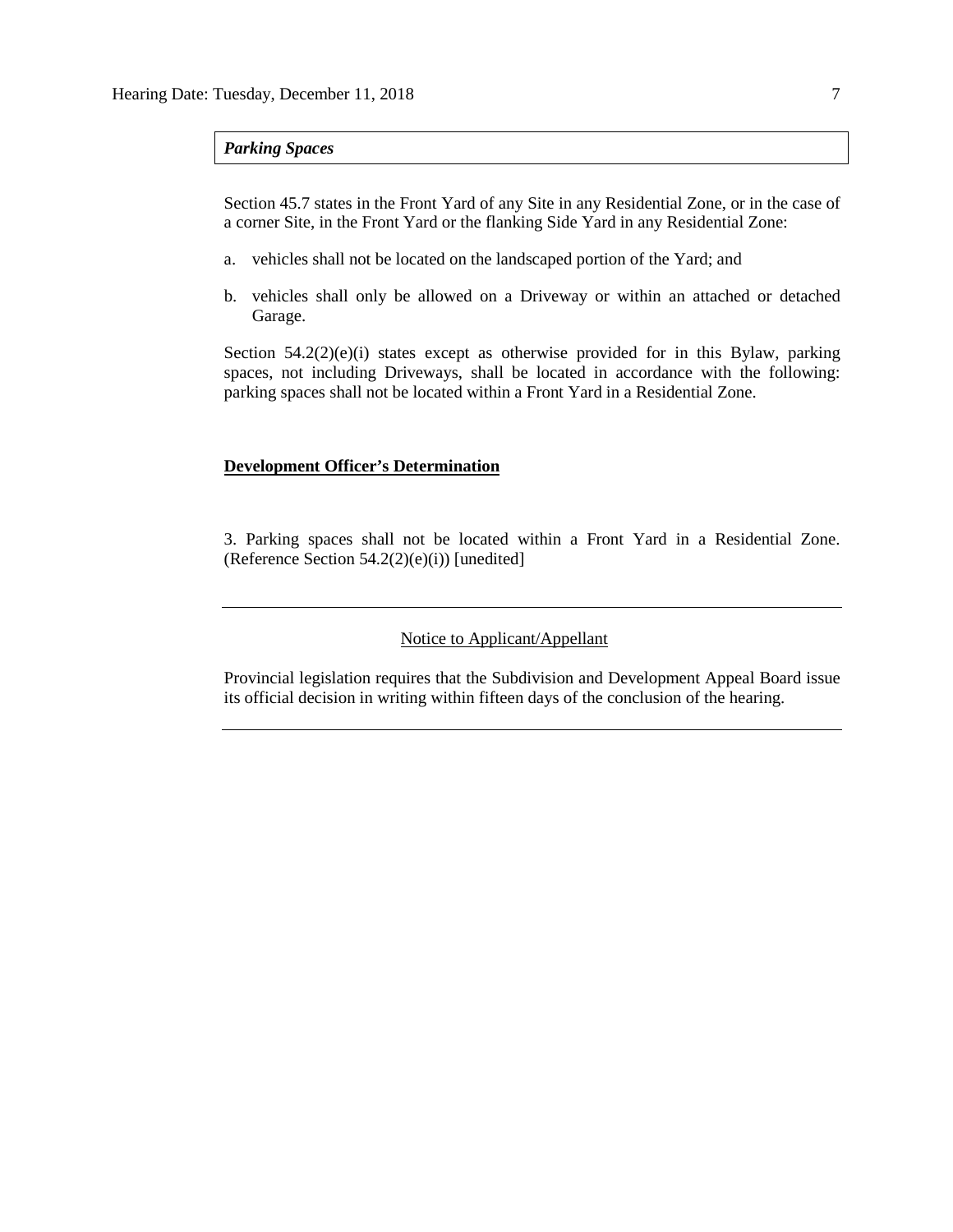***Parking Spaces***

Section 45.7 states in the Front Yard of any Site in any Residential Zone, or in the case of a corner Site, in the Front Yard or the flanking Side Yard in any Residential Zone:

a. vehicles shall not be located on the landscaped portion of the Yard; and

b. vehicles shall only be allowed on a Driveway or within an attached or detached Garage.

Section 54.2(2)(e)(i) states except as otherwise provided for in this Bylaw, parking spaces, not including Driveways, shall be located in accordance with the following: parking spaces shall not be located within a Front Yard in a Residential Zone.

**Development Officer's Determination**

3. Parking spaces shall not be located within a Front Yard in a Residential Zone. (Reference Section 54.2(2)(e)(i)) [unedited]

---

Notice to Applicant/Appellant

Provincial legislation requires that the Subdivision and Development Appeal Board issue its official decision in writing within fifteen days of the conclusion of the hearing.

---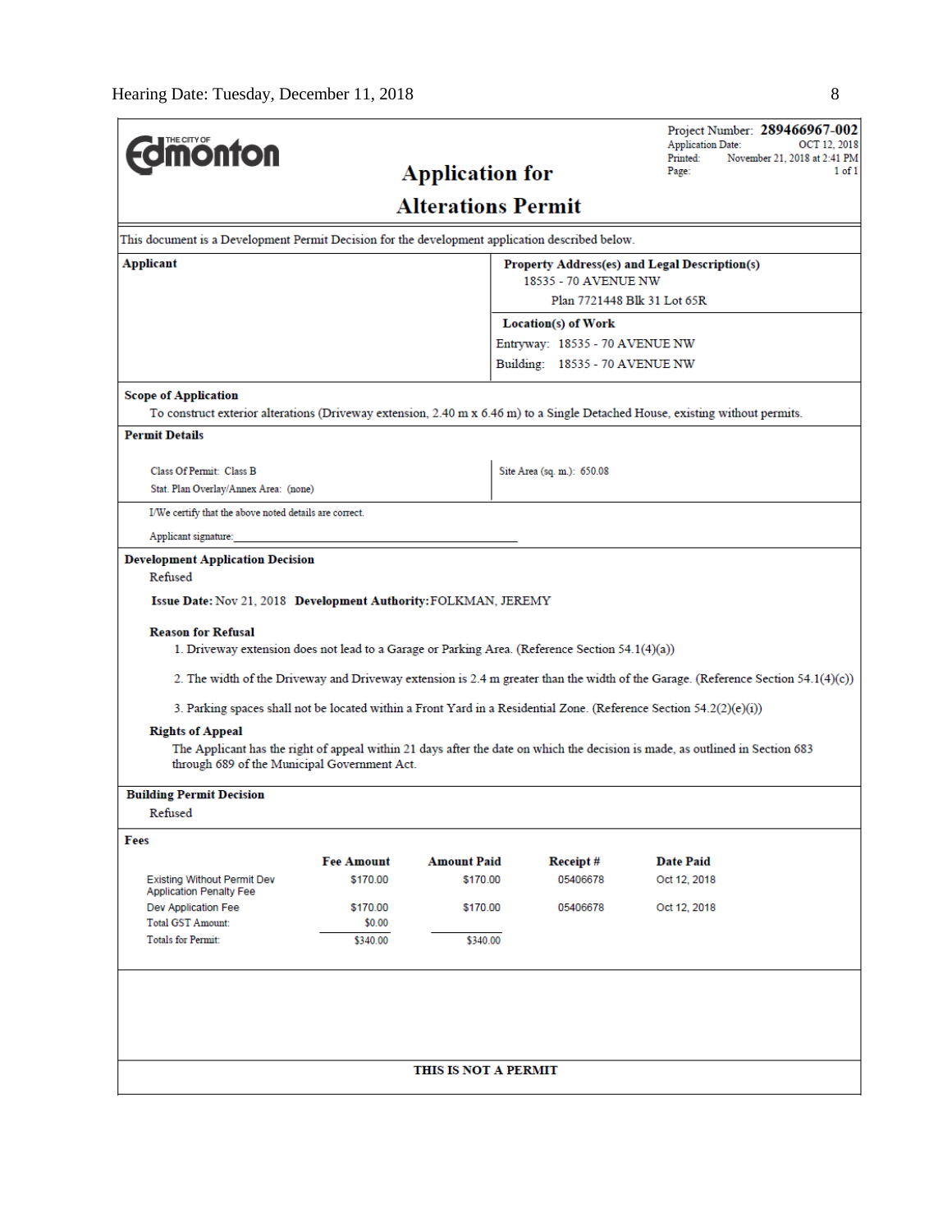Hearing Date: Tuesday, December 11, 2018

**THE CITY OF Edmonton**

# Application for Alterations Permit

Project Number: **289466967-002**
Application Date: OCT 12, 2018
Printed: November 21, 2018 at 2:41 PM
Page: 1 of 1

This document is a Development Permit Decision for the development application described below.

**Applicant**

**Property Address(es) and Legal Description(s)**
18535 - 70 AVENUE NW
Plan 7721448 Blk 31 Lot 65R

**Location(s) of Work**
Entryway: 18535 - 70 AVENUE NW
Building: 18535 - 70 AVENUE NW

**Scope of Application**
To construct exterior alterations (Driveway extension, 2.40 m x 6.46 m) to a Single Detached House, existing without permits.

**Permit Details**

Class Of Permit: Class B
Stat. Plan Overlay/Annex Area: (none)

Site Area (sq. m.): 650.08

I/We certify that the above noted details are correct.

Applicant signature:

**Development Application Decision**
Refused

**Issue Date:** Nov 21, 2018 **Development Authority:** FOLKMAN, JEREMY

**Reason for Refusal**

1. Driveway extension does not lead to a Garage or Parking Area. (Reference Section 54.1(4)(a))
2. The width of the Driveway and Driveway extension is 2.4 m greater than the width of the Garage. (Reference Section 54.1(4)(c))
3. Parking spaces shall not be located within a Front Yard in a Residential Zone. (Reference Section 54.2(2)(e)(i))

**Rights of Appeal**
The Applicant has the right of appeal within 21 days after the date on which the decision is made, as outlined in Section 683 through 689 of the Municipal Government Act.

**Building Permit Decision**
Refused

**Fees**

| | Fee Amount | Amount Paid | Receipt # | Date Paid |
|---|---|---|---|---|
| Existing Without Permit Dev Application Penalty Fee | $170.00 | $170.00 | 05406678 | Oct 12, 2018 |
| Dev Application Fee | $170.00 | $170.00 | 05406678 | Oct 12, 2018 |
| Total GST Amount: | $0.00 | | | |
| Totals for Permit: | $340.00 | $340.00 | | |

**THIS IS NOT A PERMIT**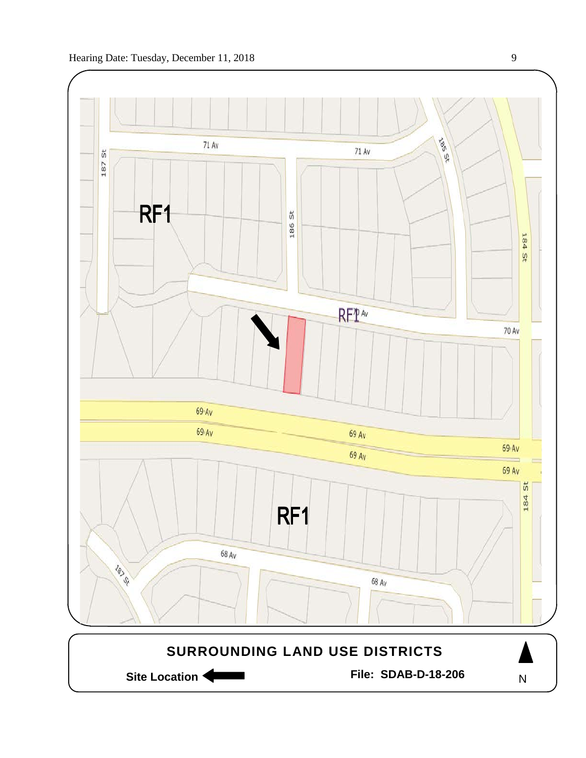RF1

71 Av

71 Av

185 St

187 St

186 St

184 St

RF1

70 Av

69 Av

69 Av

69 Av

69 Av

69 Av

69 Av

184 St

RF1

68 Av

68 Av

187 St

**SURROUNDING LAND USE DISTRICTS**

**Site Location** ⟵

**File: SDAB-D-18-206**

N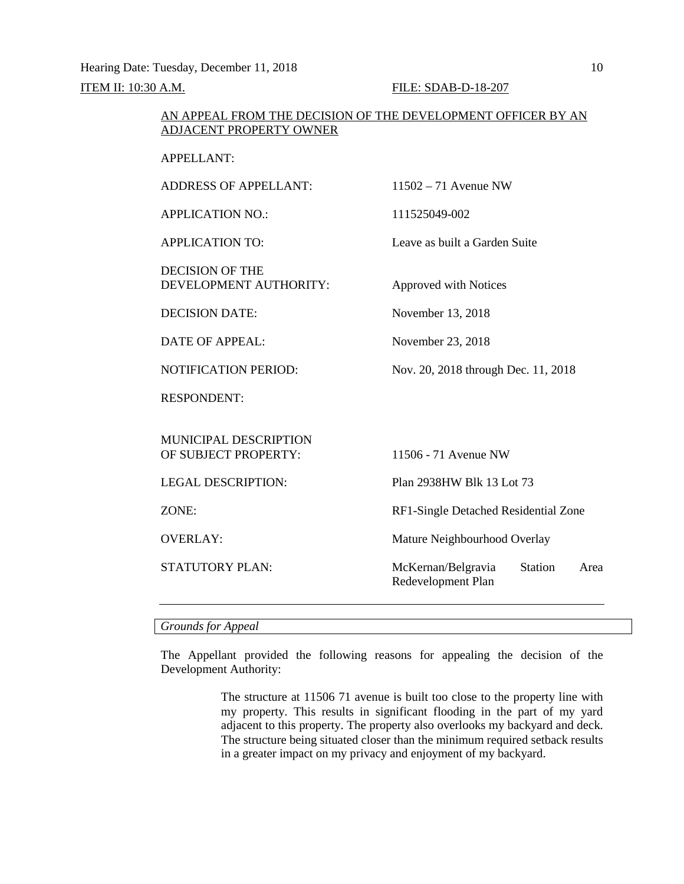Hearing Date: Tuesday, December 11, 2018

ITEM II: 10:30 A.M. FILE: SDAB-D-18-207

AN APPEAL FROM THE DECISION OF THE DEVELOPMENT OFFICER BY AN ADJACENT PROPERTY OWNER

| | |
|---|---|
| APPELLANT: | |
| ADDRESS OF APPELLANT: | 11502 – 71 Avenue NW |
| APPLICATION NO.: | 111525049-002 |
| APPLICATION TO: | Leave as built a Garden Suite |
| DECISION OF THE DEVELOPMENT AUTHORITY: | Approved with Notices |
| DECISION DATE: | November 13, 2018 |
| DATE OF APPEAL: | November 23, 2018 |
| NOTIFICATION PERIOD: | Nov. 20, 2018 through Dec. 11, 2018 |
| RESPONDENT: | |
| MUNICIPAL DESCRIPTION OF SUBJECT PROPERTY: | 11506 - 71 Avenue NW |
| LEGAL DESCRIPTION: | Plan 2938HW Blk 13 Lot 73 |
| ZONE: | RF1-Single Detached Residential Zone |
| OVERLAY: | Mature Neighbourhood Overlay |
| STATUTORY PLAN: | McKernan/Belgravia Station Area Redevelopment Plan |

---

*Grounds for Appeal*

The Appellant provided the following reasons for appealing the decision of the Development Authority:

> The structure at 11506 71 avenue is built too close to the property line with my property. This results in significant flooding in the part of my yard adjacent to this property. The property also overlooks my backyard and deck. The structure being situated closer than the minimum required setback results in a greater impact on my privacy and enjoyment of my backyard.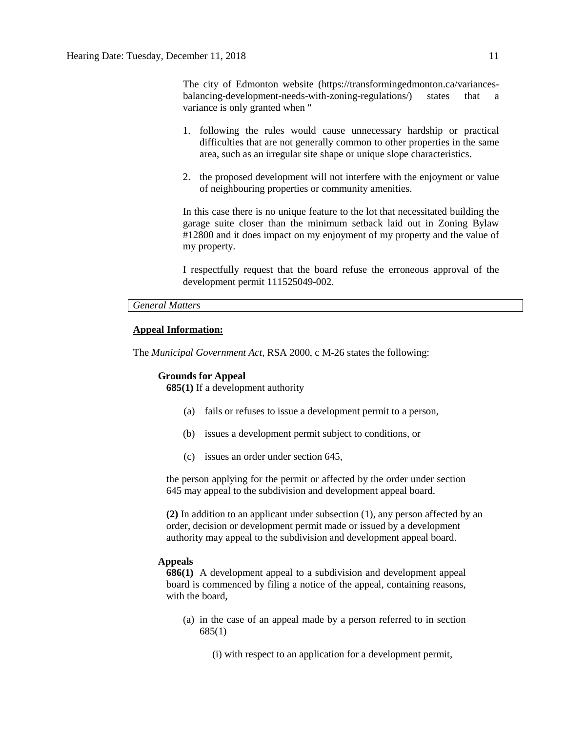The city of Edmonton website (https://transformingedmonton.ca/variances-balancing-development-needs-with-zoning-regulations/) states that a variance is only granted when "

1. following the rules would cause unnecessary hardship or practical difficulties that are not generally common to other properties in the same area, such as an irregular site shape or unique slope characteristics.

2. the proposed development will not interfere with the enjoyment or value of neighbouring properties or community amenities.

In this case there is no unique feature to the lot that necessitated building the garage suite closer than the minimum setback laid out in Zoning Bylaw #12800 and it does impact on my enjoyment of my property and the value of my property.

I respectfully request that the board refuse the erroneous approval of the development permit 111525049-002.

*General Matters*

**Appeal Information:**

The *Municipal Government Act*, RSA 2000, c M-26 states the following:

**Grounds for Appeal**

**685(1)** If a development authority

(a) fails or refuses to issue a development permit to a person,

(b) issues a development permit subject to conditions, or

(c) issues an order under section 645,

the person applying for the permit or affected by the order under section 645 may appeal to the subdivision and development appeal board.

**(2)** In addition to an applicant under subsection (1), any person affected by an order, decision or development permit made or issued by a development authority may appeal to the subdivision and development appeal board.

**Appeals**

**686(1)** A development appeal to a subdivision and development appeal board is commenced by filing a notice of the appeal, containing reasons, with the board,

(a) in the case of an appeal made by a person referred to in section 685(1)

(i) with respect to an application for a development permit,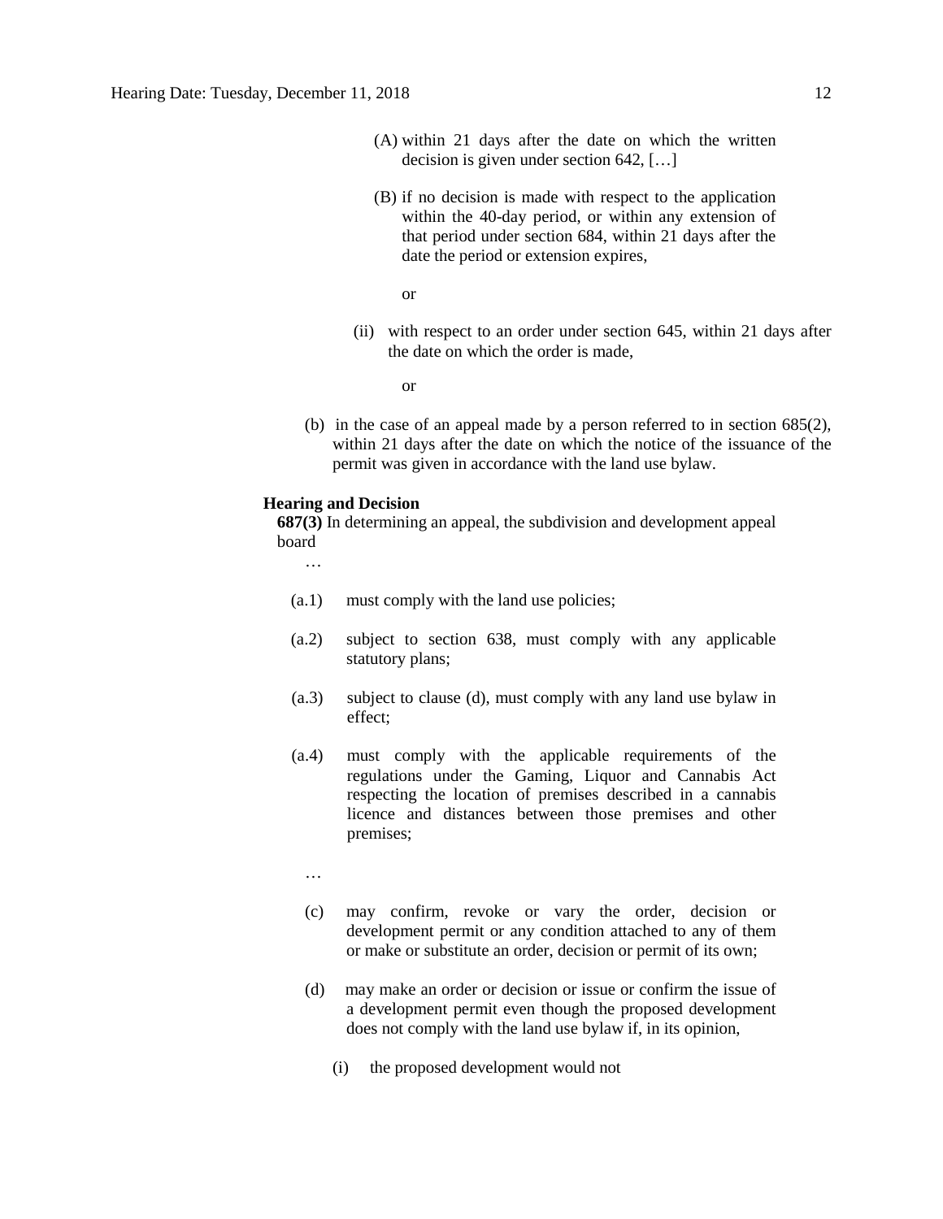(A) within 21 days after the date on which the written decision is given under section 642, […]

(B) if no decision is made with respect to the application within the 40-day period, or within any extension of that period under section 684, within 21 days after the date the period or extension expires,

or

(ii) with respect to an order under section 645, within 21 days after the date on which the order is made,

or

(b) in the case of an appeal made by a person referred to in section 685(2), within 21 days after the date on which the notice of the issuance of the permit was given in accordance with the land use bylaw.

**Hearing and Decision**

**687(3)** In determining an appeal, the subdivision and development appeal board

…

(a.1) must comply with the land use policies;

(a.2) subject to section 638, must comply with any applicable statutory plans;

(a.3) subject to clause (d), must comply with any land use bylaw in effect;

(a.4) must comply with the applicable requirements of the regulations under the Gaming, Liquor and Cannabis Act respecting the location of premises described in a cannabis licence and distances between those premises and other premises;

…

(c) may confirm, revoke or vary the order, decision or development permit or any condition attached to any of them or make or substitute an order, decision or permit of its own;

(d) may make an order or decision or issue or confirm the issue of a development permit even though the proposed development does not comply with the land use bylaw if, in its opinion,

(i) the proposed development would not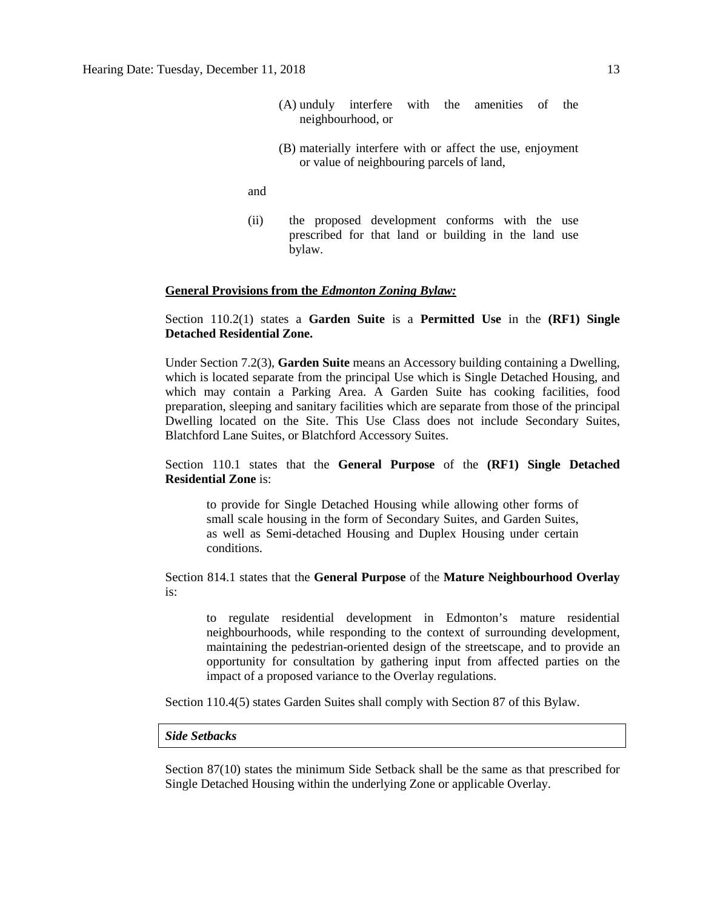(A) unduly interfere with the amenities of the neighbourhood, or

(B) materially interfere with or affect the use, enjoyment or value of neighbouring parcels of land,

and

(ii) the proposed development conforms with the use prescribed for that land or building in the land use bylaw.

**General Provisions from the *Edmonton Zoning Bylaw:***

Section 110.2(1) states a **Garden Suite** is a **Permitted Use** in the **(RF1) Single Detached Residential Zone.**

Under Section 7.2(3), **Garden Suite** means an Accessory building containing a Dwelling, which is located separate from the principal Use which is Single Detached Housing, and which may contain a Parking Area. A Garden Suite has cooking facilities, food preparation, sleeping and sanitary facilities which are separate from those of the principal Dwelling located on the Site. This Use Class does not include Secondary Suites, Blatchford Lane Suites, or Blatchford Accessory Suites.

Section 110.1 states that the **General Purpose** of the **(RF1) Single Detached Residential Zone** is:

> to provide for Single Detached Housing while allowing other forms of small scale housing in the form of Secondary Suites, and Garden Suites, as well as Semi-detached Housing and Duplex Housing under certain conditions.

Section 814.1 states that the **General Purpose** of the **Mature Neighbourhood Overlay** is:

> to regulate residential development in Edmonton's mature residential neighbourhoods, while responding to the context of surrounding development, maintaining the pedestrian-oriented design of the streetscape, and to provide an opportunity for consultation by gathering input from affected parties on the impact of a proposed variance to the Overlay regulations.

Section 110.4(5) states Garden Suites shall comply with Section 87 of this Bylaw.

***Side Setbacks***

Section 87(10) states the minimum Side Setback shall be the same as that prescribed for Single Detached Housing within the underlying Zone or applicable Overlay.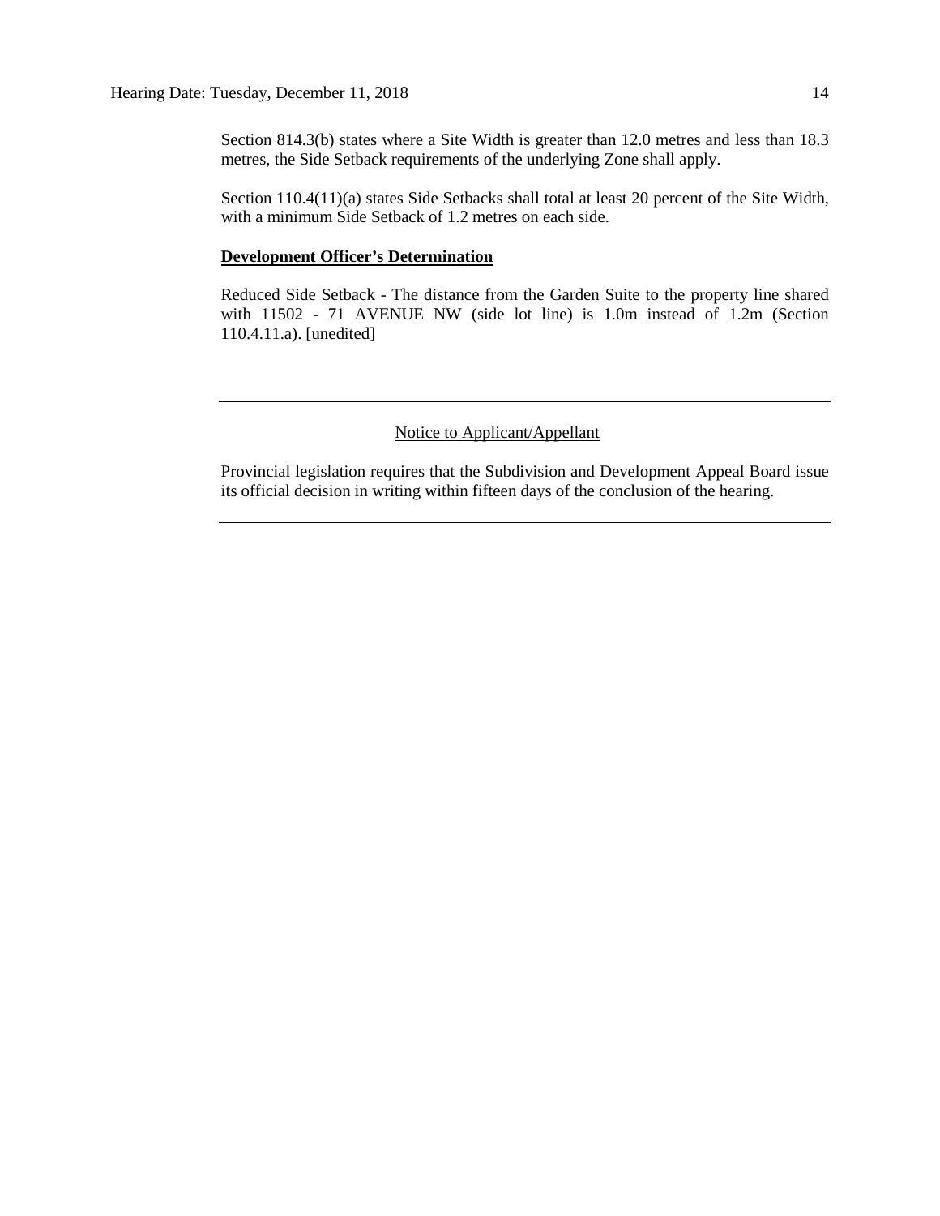Section 814.3(b) states where a Site Width is greater than 12.0 metres and less than 18.3 metres, the Side Setback requirements of the underlying Zone shall apply.

Section 110.4(11)(a) states Side Setbacks shall total at least 20 percent of the Site Width, with a minimum Side Setback of 1.2 metres on each side.

**Development Officer's Determination**

Reduced Side Setback - The distance from the Garden Suite to the property line shared with 11502 - 71 AVENUE NW (side lot line) is 1.0m instead of 1.2m (Section 110.4.11.a). [unedited]

---

Notice to Applicant/Appellant

Provincial legislation requires that the Subdivision and Development Appeal Board issue its official decision in writing within fifteen days of the conclusion of the hearing.

---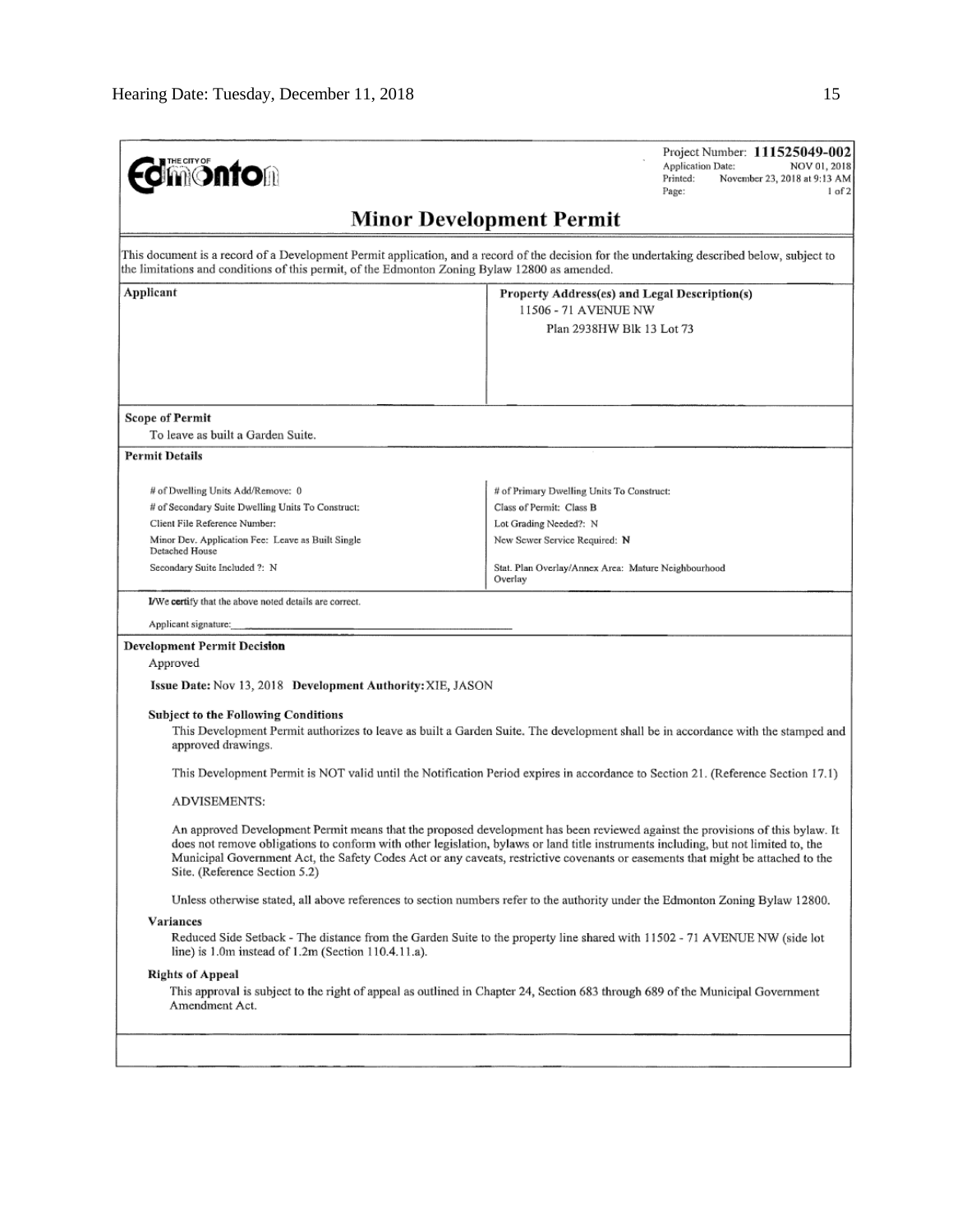**THE CITY OF Edmonton**

Project Number: **111525049-002**
Application Date: NOV 01, 2018
Printed: November 23, 2018 at 9:13 AM
Page: 1 of 2

# Minor Development Permit

This document is a record of a Development Permit application, and a record of the decision for the undertaking described below, subject to the limitations and conditions of this permit, of the Edmonton Zoning Bylaw 12800 as amended.

| Applicant | Property Address(es) and Legal Description(s) |
|---|---|
| | 11506 - 71 AVENUE NW<br>Plan 2938HW Blk 13 Lot 73 |

**Scope of Permit**

To leave as built a Garden Suite.

**Permit Details**

| | |
|---|---|
| # of Dwelling Units Add/Remove: 0 | # of Primary Dwelling Units To Construct: |
| # of Secondary Suite Dwelling Units To Construct: | Class of Permit: Class B |
| Client File Reference Number: | Lot Grading Needed?: N |
| Minor Dev. Application Fee: Leave as Built Single Detached House | New Sewer Service Required: **N** |
| Secondary Suite Included ?: N | Stat. Plan Overlay/Annex Area: Mature Neighbourhood Overlay |

I/We certify that the above noted details are correct.

Applicant signature: ______________________________

**Development Permit Decision**

Approved

**Issue Date:** Nov 13, 2018 **Development Authority:** XIE, JASON

**Subject to the Following Conditions**

This Development Permit authorizes to leave as built a Garden Suite. The development shall be in accordance with the stamped and approved drawings.

This Development Permit is NOT valid until the Notification Period expires in accordance to Section 21. (Reference Section 17.1)

ADVISEMENTS:

An approved Development Permit means that the proposed development has been reviewed against the provisions of this bylaw. It does not remove obligations to conform with other legislation, bylaws or land title instruments including, but not limited to, the Municipal Government Act, the Safety Codes Act or any caveats, restrictive covenants or easements that might be attached to the Site. (Reference Section 5.2)

Unless otherwise stated, all above references to section numbers refer to the authority under the Edmonton Zoning Bylaw 12800.

**Variances**

Reduced Side Setback - The distance from the Garden Suite to the property line shared with 11502 - 71 AVENUE NW (side lot line) is 1.0m instead of 1.2m (Section 110.4.11.a).

**Rights of Appeal**

This approval is subject to the right of appeal as outlined in Chapter 24, Section 683 through 689 of the Municipal Government Amendment Act.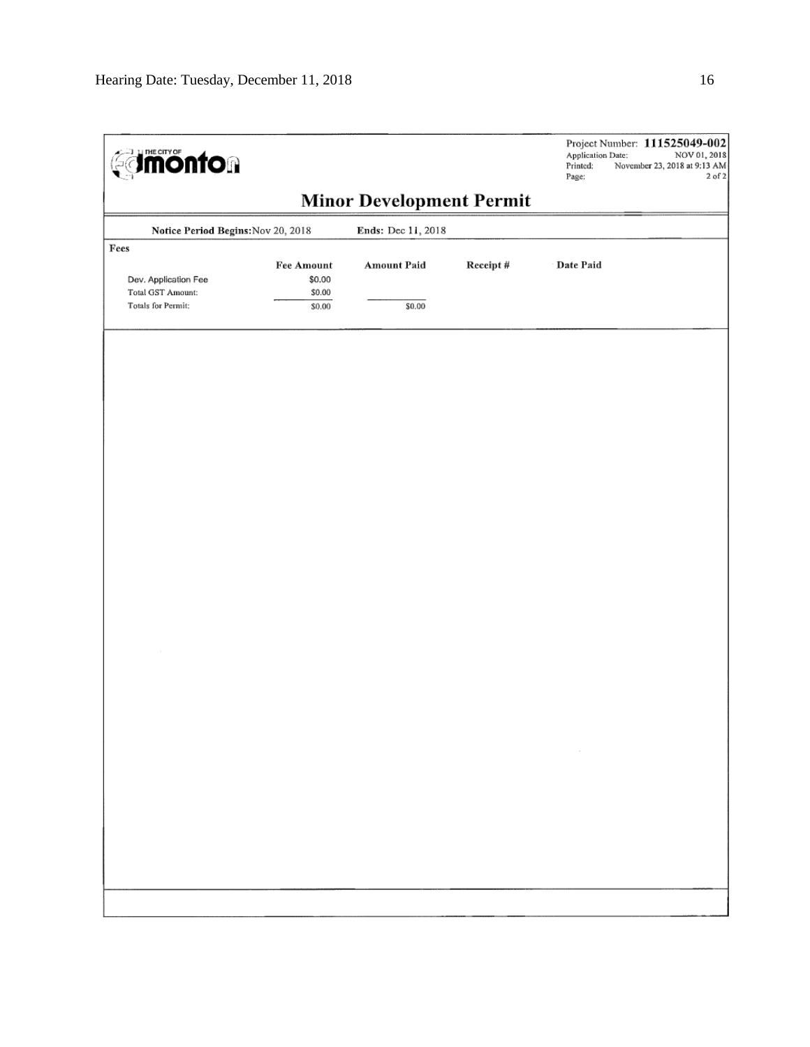THE CITY OF Edmonton

Project Number: **111525049-002**
Application Date: NOV 01, 2018
Printed: November 23, 2018 at 9:13 AM
Page: 2 of 2

# Minor Development Permit

**Notice Period Begins:** Nov 20, 2018 **Ends:** Dec 11, 2018

**Fees**

| | Fee Amount | Amount Paid | Receipt # | Date Paid |
|---|---|---|---|---|
| Dev. Application Fee | $0.00 | | | |
| Total GST Amount: | $0.00 | | | |
| Totals for Permit: | $0.00 | $0.00 | | |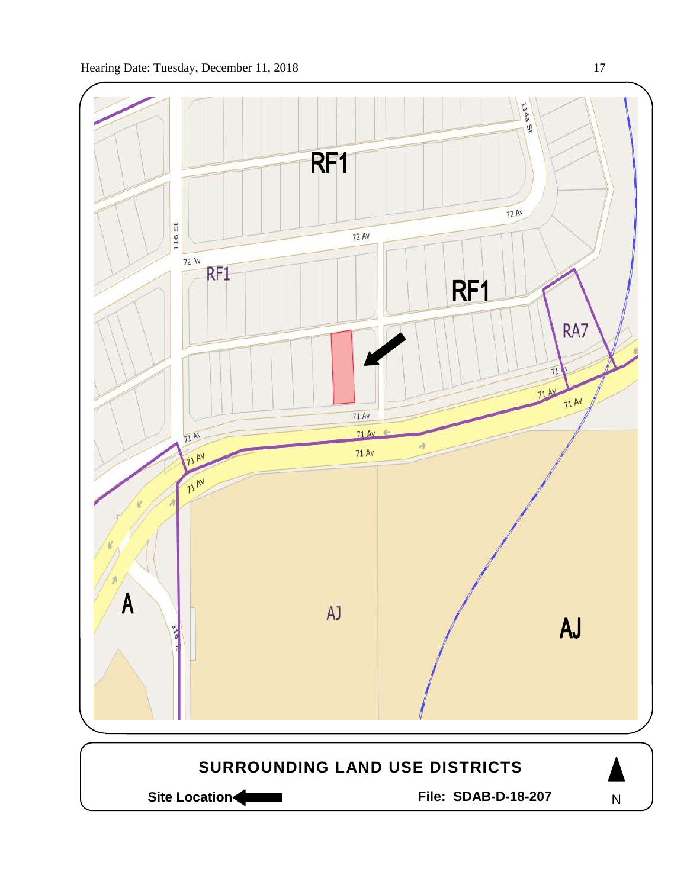RF1

72 Av

116 St

72 Av

RF1

RF1

RA7

71 Av

71 Av

71 Av

71 Av

A

AJ

AJ

**SURROUNDING LAND USE DISTRICTS**

**Site Location** ⬅ **File: SDAB-D-18-207** N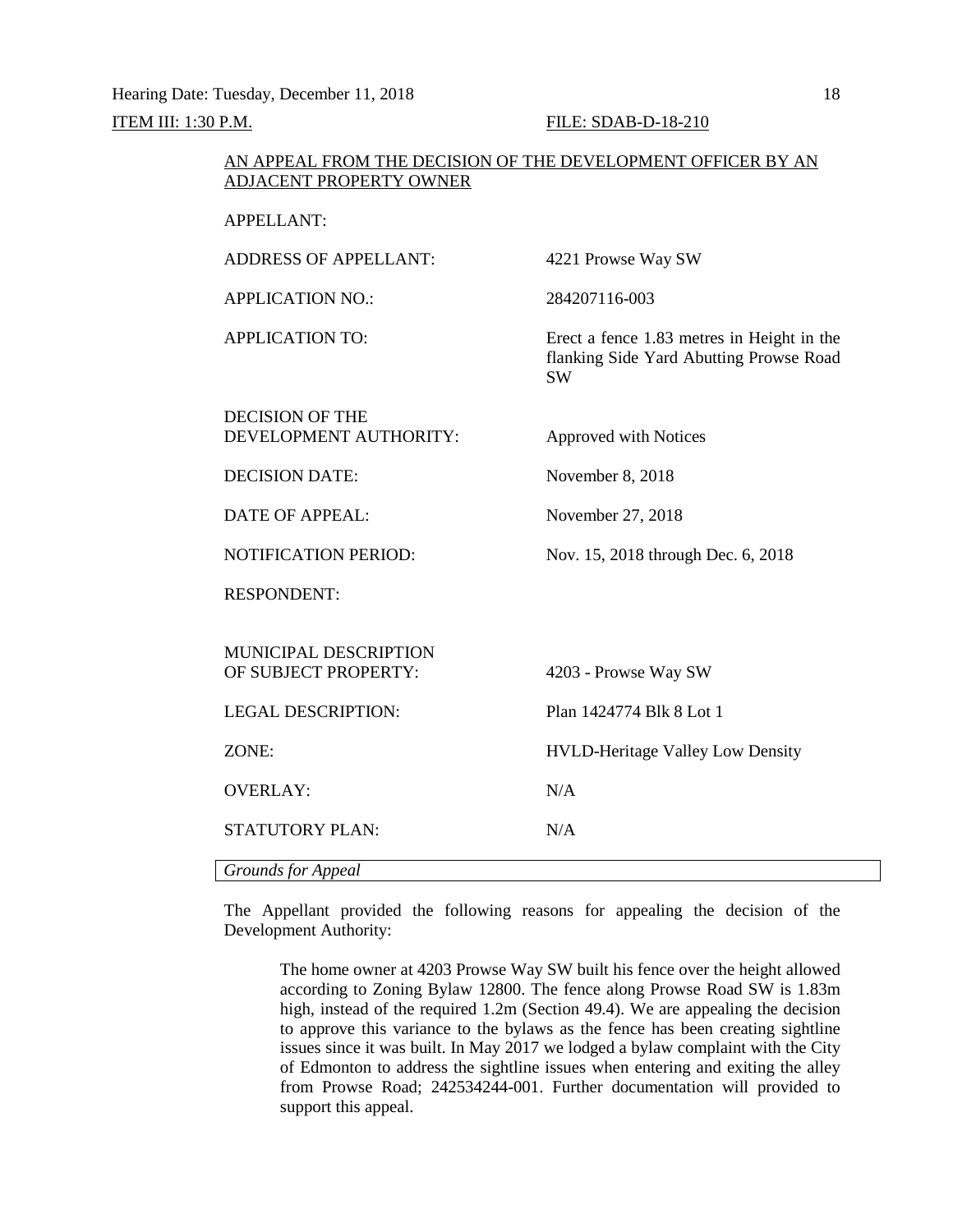Hearing Date: Tuesday, December 11, 2018

ITEM III: 1:30 P.M. FILE: SDAB-D-18-210

AN APPEAL FROM THE DECISION OF THE DEVELOPMENT OFFICER BY AN ADJACENT PROPERTY OWNER

| | |
|---|---|
| APPELLANT: | |
| ADDRESS OF APPELLANT: | 4221 Prowse Way SW |
| APPLICATION NO.: | 284207116-003 |
| APPLICATION TO: | Erect a fence 1.83 metres in Height in the flanking Side Yard Abutting Prowse Road SW |
| DECISION OF THE DEVELOPMENT AUTHORITY: | Approved with Notices |
| DECISION DATE: | November 8, 2018 |
| DATE OF APPEAL: | November 27, 2018 |
| NOTIFICATION PERIOD: | Nov. 15, 2018 through Dec. 6, 2018 |
| RESPONDENT: | |
| MUNICIPAL DESCRIPTION OF SUBJECT PROPERTY: | 4203 - Prowse Way SW |
| LEGAL DESCRIPTION: | Plan 1424774 Blk 8 Lot 1 |
| ZONE: | HVLD-Heritage Valley Low Density |
| OVERLAY: | N/A |
| STATUTORY PLAN: | N/A |

*Grounds for Appeal*

The Appellant provided the following reasons for appealing the decision of the Development Authority:

> The home owner at 4203 Prowse Way SW built his fence over the height allowed according to Zoning Bylaw 12800. The fence along Prowse Road SW is 1.83m high, instead of the required 1.2m (Section 49.4). We are appealing the decision to approve this variance to the bylaws as the fence has been creating sightline issues since it was built. In May 2017 we lodged a bylaw complaint with the City of Edmonton to address the sightline issues when entering and exiting the alley from Prowse Road; 242534244-001. Further documentation will provided to support this appeal.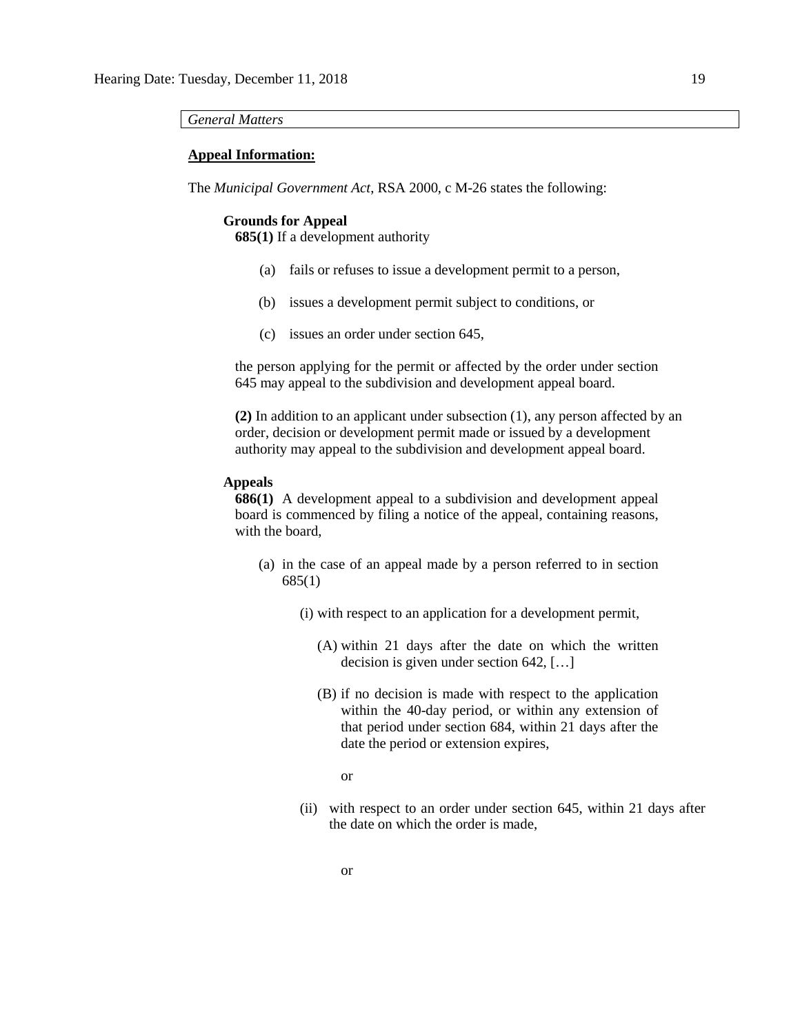*General Matters*

**Appeal Information:**

The *Municipal Government Act*, RSA 2000, c M-26 states the following:

**Grounds for Appeal**

**685(1)** If a development authority

(a) fails or refuses to issue a development permit to a person,

(b) issues a development permit subject to conditions, or

(c) issues an order under section 645,

the person applying for the permit or affected by the order under section 645 may appeal to the subdivision and development appeal board.

**(2)** In addition to an applicant under subsection (1), any person affected by an order, decision or development permit made or issued by a development authority may appeal to the subdivision and development appeal board.

**Appeals**

**686(1)** A development appeal to a subdivision and development appeal board is commenced by filing a notice of the appeal, containing reasons, with the board,

(a) in the case of an appeal made by a person referred to in section 685(1)

(i) with respect to an application for a development permit,

(A) within 21 days after the date on which the written decision is given under section 642, […]

(B) if no decision is made with respect to the application within the 40-day period, or within any extension of that period under section 684, within 21 days after the date the period or extension expires,

or

(ii) with respect to an order under section 645, within 21 days after the date on which the order is made,

or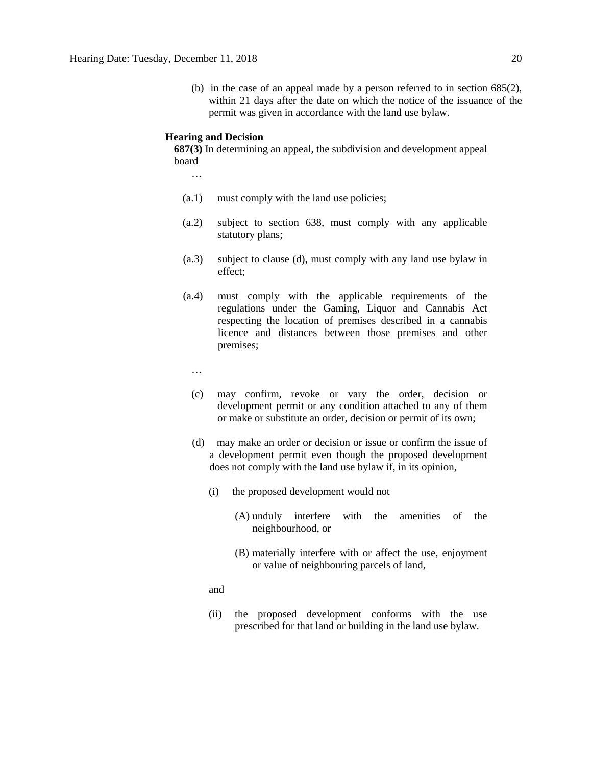(b) in the case of an appeal made by a person referred to in section 685(2), within 21 days after the date on which the notice of the issuance of the permit was given in accordance with the land use bylaw.

**Hearing and Decision**

**687(3)** In determining an appeal, the subdivision and development appeal board

…

(a.1) must comply with the land use policies;

(a.2) subject to section 638, must comply with any applicable statutory plans;

(a.3) subject to clause (d), must comply with any land use bylaw in effect;

(a.4) must comply with the applicable requirements of the regulations under the Gaming, Liquor and Cannabis Act respecting the location of premises described in a cannabis licence and distances between those premises and other premises;

…

(c) may confirm, revoke or vary the order, decision or development permit or any condition attached to any of them or make or substitute an order, decision or permit of its own;

(d) may make an order or decision or issue or confirm the issue of a development permit even though the proposed development does not comply with the land use bylaw if, in its opinion,

(i) the proposed development would not

(A) unduly interfere with the amenities of the neighbourhood, or

(B) materially interfere with or affect the use, enjoyment or value of neighbouring parcels of land,

and

(ii) the proposed development conforms with the use prescribed for that land or building in the land use bylaw.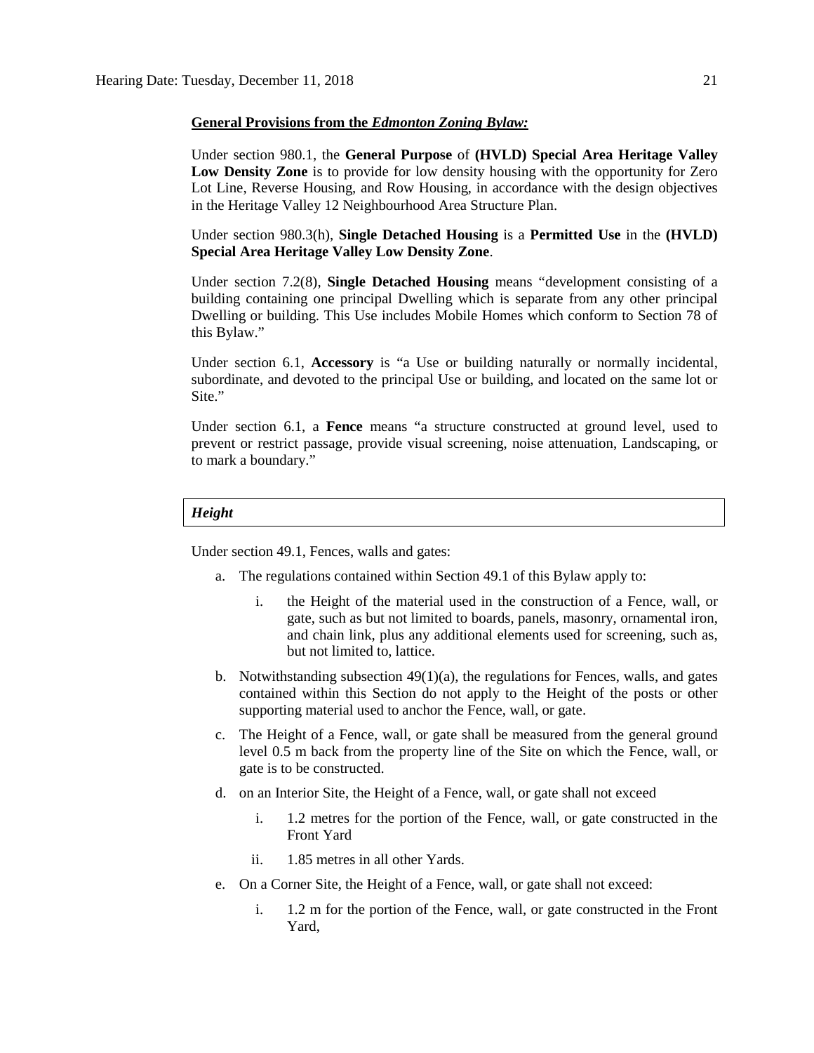**General Provisions from the *Edmonton Zoning Bylaw:***

Under section 980.1, the **General Purpose** of **(HVLD) Special Area Heritage Valley Low Density Zone** is to provide for low density housing with the opportunity for Zero Lot Line, Reverse Housing, and Row Housing, in accordance with the design objectives in the Heritage Valley 12 Neighbourhood Area Structure Plan.

Under section 980.3(h), **Single Detached Housing** is a **Permitted Use** in the **(HVLD) Special Area Heritage Valley Low Density Zone**.

Under section 7.2(8), **Single Detached Housing** means "development consisting of a building containing one principal Dwelling which is separate from any other principal Dwelling or building. This Use includes Mobile Homes which conform to Section 78 of this Bylaw."

Under section 6.1, **Accessory** is "a Use or building naturally or normally incidental, subordinate, and devoted to the principal Use or building, and located on the same lot or Site."

Under section 6.1, a **Fence** means "a structure constructed at ground level, used to prevent or restrict passage, provide visual screening, noise attenuation, Landscaping, or to mark a boundary."

***Height***

Under section 49.1, Fences, walls and gates:

a. The regulations contained within Section 49.1 of this Bylaw apply to:

   i. the Height of the material used in the construction of a Fence, wall, or gate, such as but not limited to boards, panels, masonry, ornamental iron, and chain link, plus any additional elements used for screening, such as, but not limited to, lattice.

b. Notwithstanding subsection 49(1)(a), the regulations for Fences, walls, and gates contained within this Section do not apply to the Height of the posts or other supporting material used to anchor the Fence, wall, or gate.

c. The Height of a Fence, wall, or gate shall be measured from the general ground level 0.5 m back from the property line of the Site on which the Fence, wall, or gate is to be constructed.

d. on an Interior Site, the Height of a Fence, wall, or gate shall not exceed

   i. 1.2 metres for the portion of the Fence, wall, or gate constructed in the Front Yard

   ii. 1.85 metres in all other Yards.

e. On a Corner Site, the Height of a Fence, wall, or gate shall not exceed:

   i. 1.2 m for the portion of the Fence, wall, or gate constructed in the Front Yard,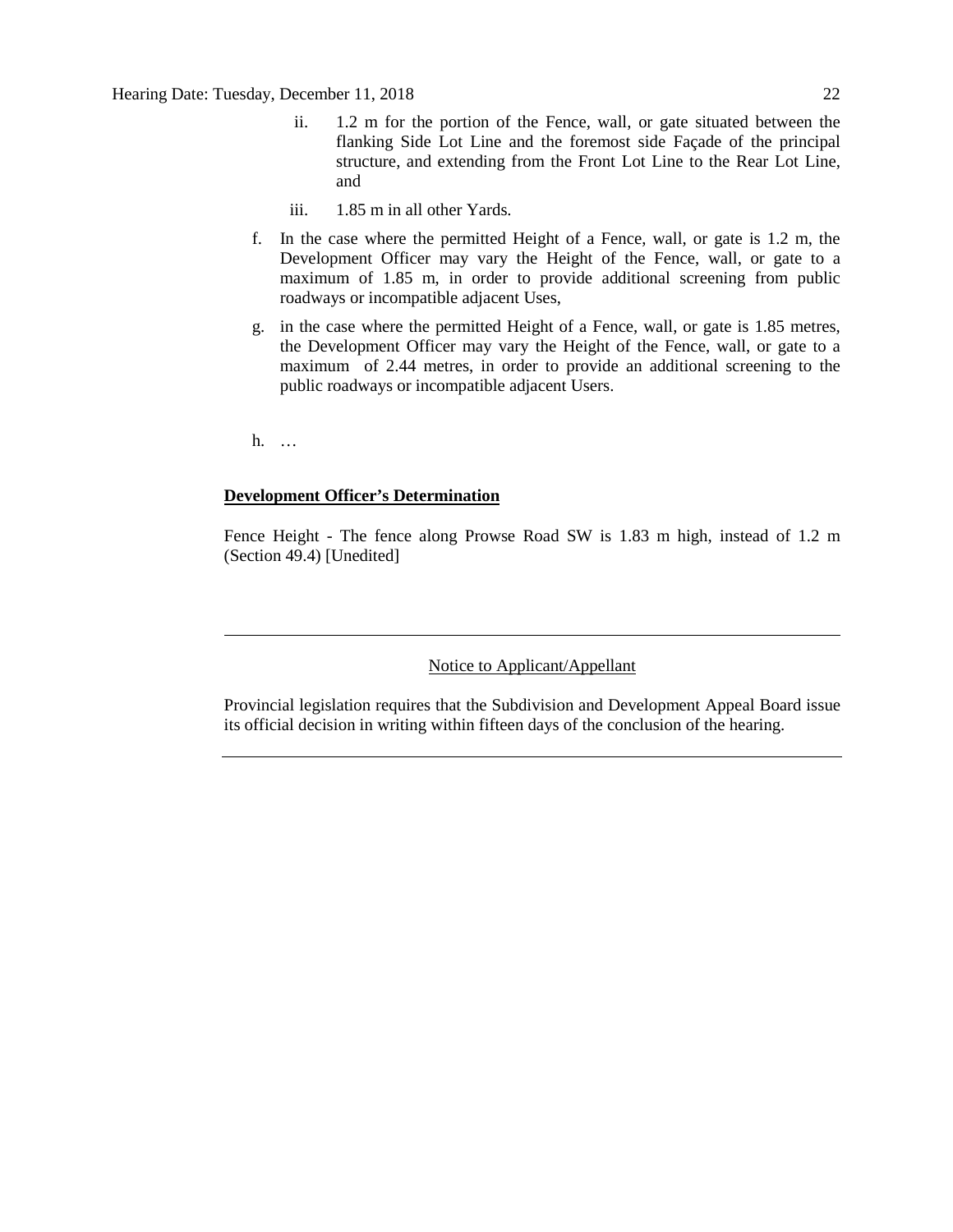ii. 1.2 m for the portion of the Fence, wall, or gate situated between the flanking Side Lot Line and the foremost side Façade of the principal structure, and extending from the Front Lot Line to the Rear Lot Line, and

iii. 1.85 m in all other Yards.

f. In the case where the permitted Height of a Fence, wall, or gate is 1.2 m, the Development Officer may vary the Height of the Fence, wall, or gate to a maximum of 1.85 m, in order to provide additional screening from public roadways or incompatible adjacent Uses,

g. in the case where the permitted Height of a Fence, wall, or gate is 1.85 metres, the Development Officer may vary the Height of the Fence, wall, or gate to a maximum of 2.44 metres, in order to provide an additional screening to the public roadways or incompatible adjacent Users.

h. …

**Development Officer's Determination**

Fence Height - The fence along Prowse Road SW is 1.83 m high, instead of 1.2 m (Section 49.4) [Unedited]

---

Notice to Applicant/Appellant

Provincial legislation requires that the Subdivision and Development Appeal Board issue its official decision in writing within fifteen days of the conclusion of the hearing.

---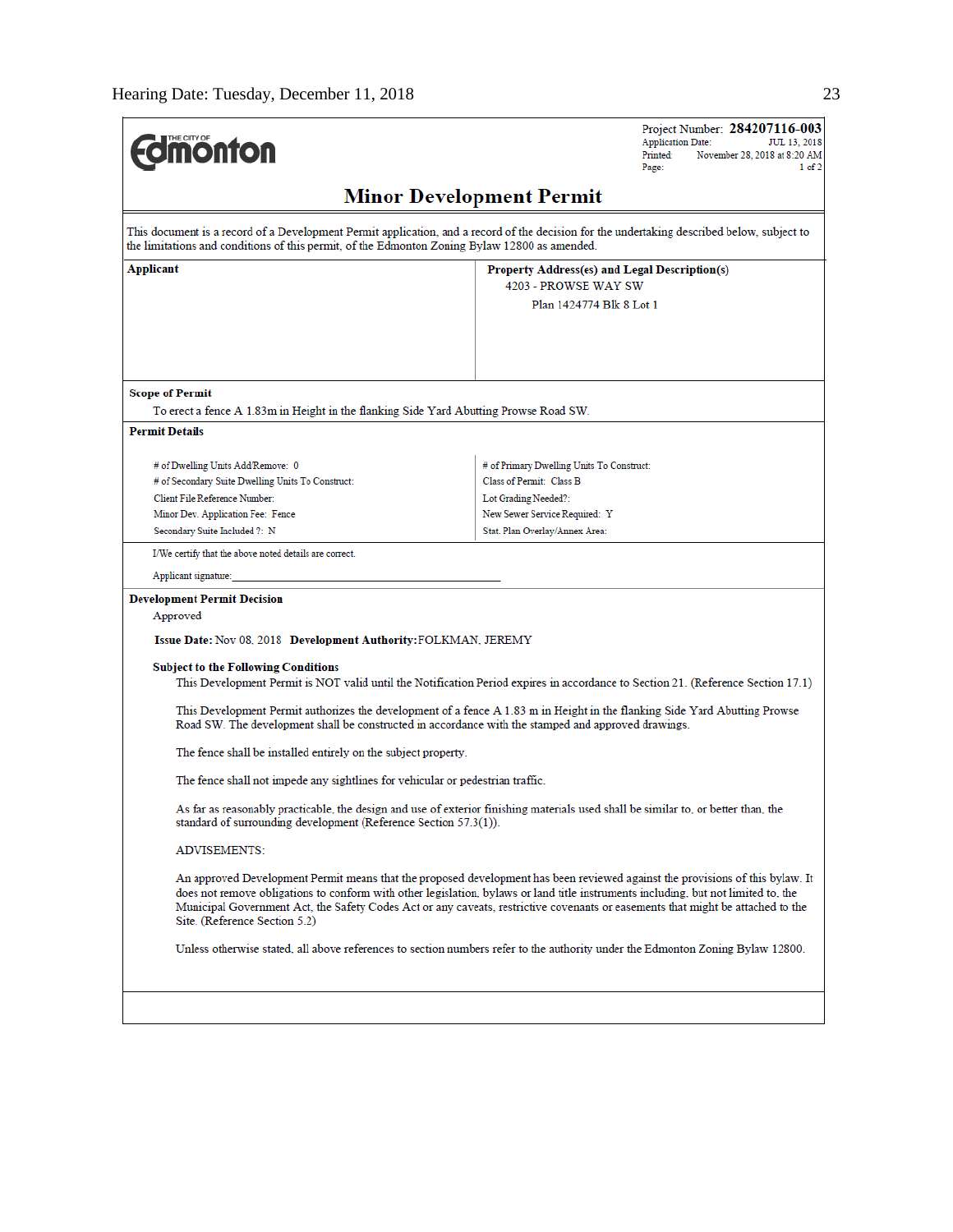Project Number: **284207116-003**
Application Date: JUL 13, 2018
Printed: November 28, 2018 at 8:20 AM

# Minor Development Permit

This document is a record of a Development Permit application, and a record of the decision for the undertaking described below, subject to the limitations and conditions of this permit, of the Edmonton Zoning Bylaw 12800 as amended.

| **Applicant** | **Property Address(es) and Legal Description(s)** |
|---|---|
| | 4203 - PROWSE WAY SW<br>Plan 1424774 Blk 8 Lot 1 |

**Scope of Permit**

To erect a fence A 1.83m in Height in the flanking Side Yard Abutting Prowse Road SW.

**Permit Details**

| | |
|---|---|
| # of Dwelling Units Add/Remove: 0 | # of Primary Dwelling Units To Construct: |
| # of Secondary Suite Dwelling Units To Construct: | Class of Permit: Class B |
| Client File Reference Number: | Lot Grading Needed?: |
| Minor Dev. Application Fee: Fence | New Sewer Service Required: Y |
| Secondary Suite Included ?: N | Stat. Plan Overlay/Annex Area: |

I/We certify that the above noted details are correct.

Applicant signature:___________________________

**Development Permit Decision**

Approved

**Issue Date:** Nov 08, 2018 **Development Authority:** FOLKMAN, JEREMY

**Subject to the Following Conditions**

This Development Permit is NOT valid until the Notification Period expires in accordance to Section 21. (Reference Section 17.1)

This Development Permit authorizes the development of a fence A 1.83 m in Height in the flanking Side Yard Abutting Prowse Road SW. The development shall be constructed in accordance with the stamped and approved drawings.

The fence shall be installed entirely on the subject property.

The fence shall not impede any sightlines for vehicular or pedestrian traffic.

As far as reasonably practicable, the design and use of exterior finishing materials used shall be similar to, or better than, the standard of surrounding development (Reference Section 57.3(1)).

ADVISEMENTS:

An approved Development Permit means that the proposed development has been reviewed against the provisions of this bylaw. It does not remove obligations to conform with other legislation, bylaws or land title instruments including, but not limited to, the Municipal Government Act, the Safety Codes Act or any caveats, restrictive covenants or easements that might be attached to the Site. (Reference Section 5.2)

Unless otherwise stated, all above references to section numbers refer to the authority under the Edmonton Zoning Bylaw 12800.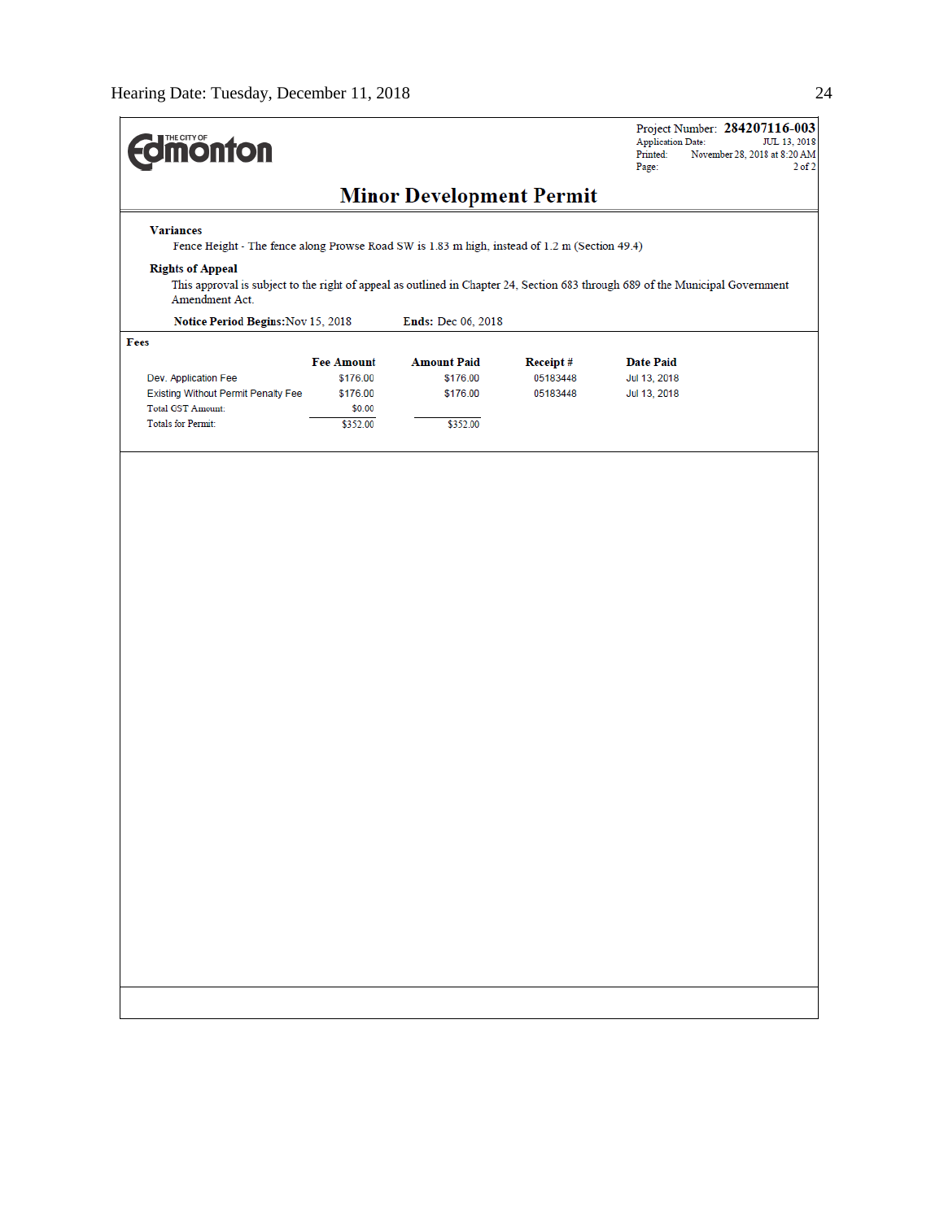THE CITY OF Edmonton

Project Number: **284207116-003**
Application Date: JUL 13, 2018
Printed: November 28, 2018 at 8:20 AM

# Minor Development Permit

**Variances**

Fence Height - The fence along Prowse Road SW is 1.83 m high, instead of 1.2 m (Section 49.4)

**Rights of Appeal**

This approval is subject to the right of appeal as outlined in Chapter 24, Section 683 through 689 of the Municipal Government Amendment Act.

**Notice Period Begins:** Nov 15, 2018 **Ends:** Dec 06, 2018

**Fees**

| | Fee Amount | Amount Paid | Receipt # | Date Paid |
|---|---|---|---|---|
| Dev. Application Fee | $176.00 | $176.00 | 05183448 | Jul 13, 2018 |
| Existing Without Permit Penalty Fee | $176.00 | $176.00 | 05183448 | Jul 13, 2018 |
| Total GST Amount: | $0.00 | | | |
| Totals for Permit: | $352.00 | $352.00 | | |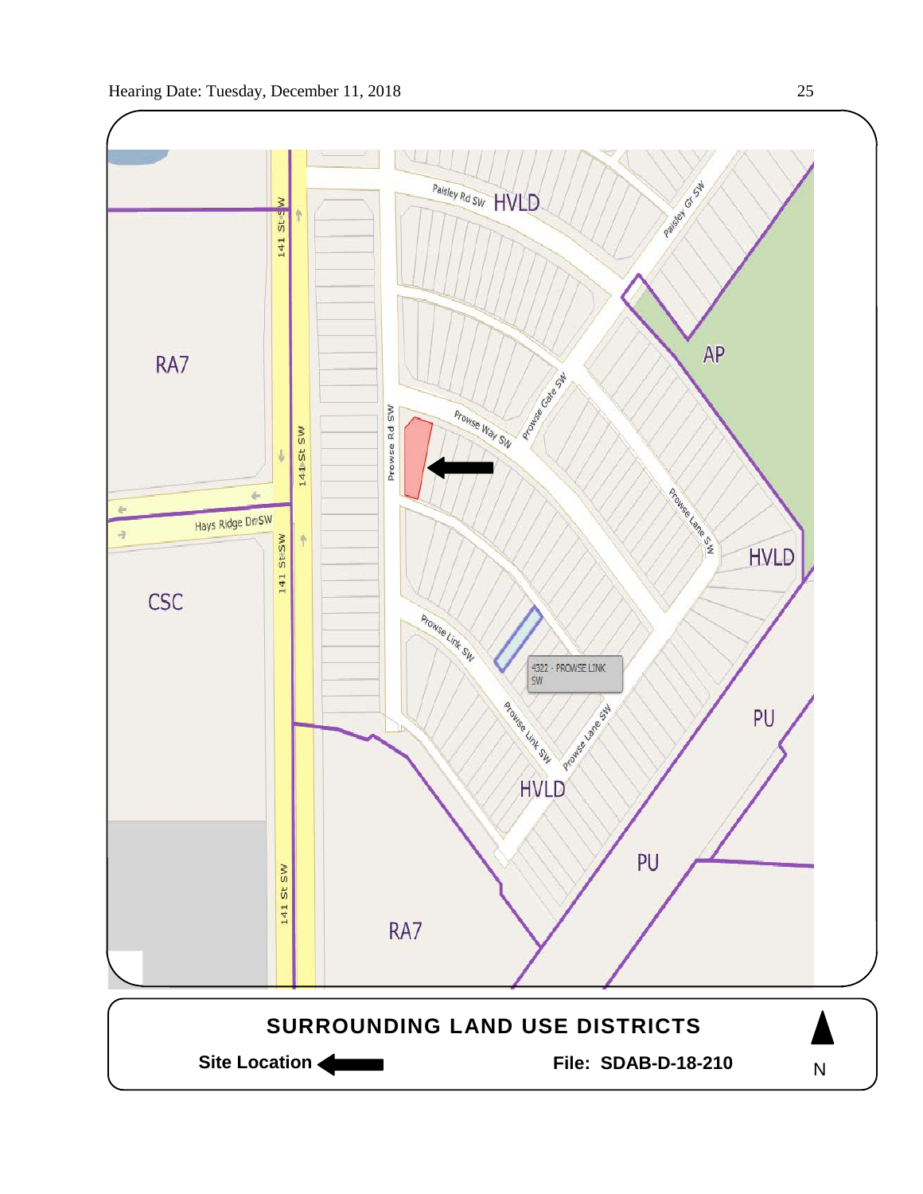Paisley Rd SW

HVLD

Paisley Gr SW

RA7

AP

Prowse Gate SW

Prowse Way SW

Prowse Rd SW

141 St SW

Hays Ridge Dr SW

Prowse Lane SW

HVLD

CSC

Prowse Link SW

4322 - PROWSE LINK SW

PU

Prowse Link SW

Prowse Lane SW

HVLD

PU

RA7

141 St SW

**SURROUNDING LAND USE DISTRICTS**

**Site Location** ←

**File: SDAB-D-18-210**

N